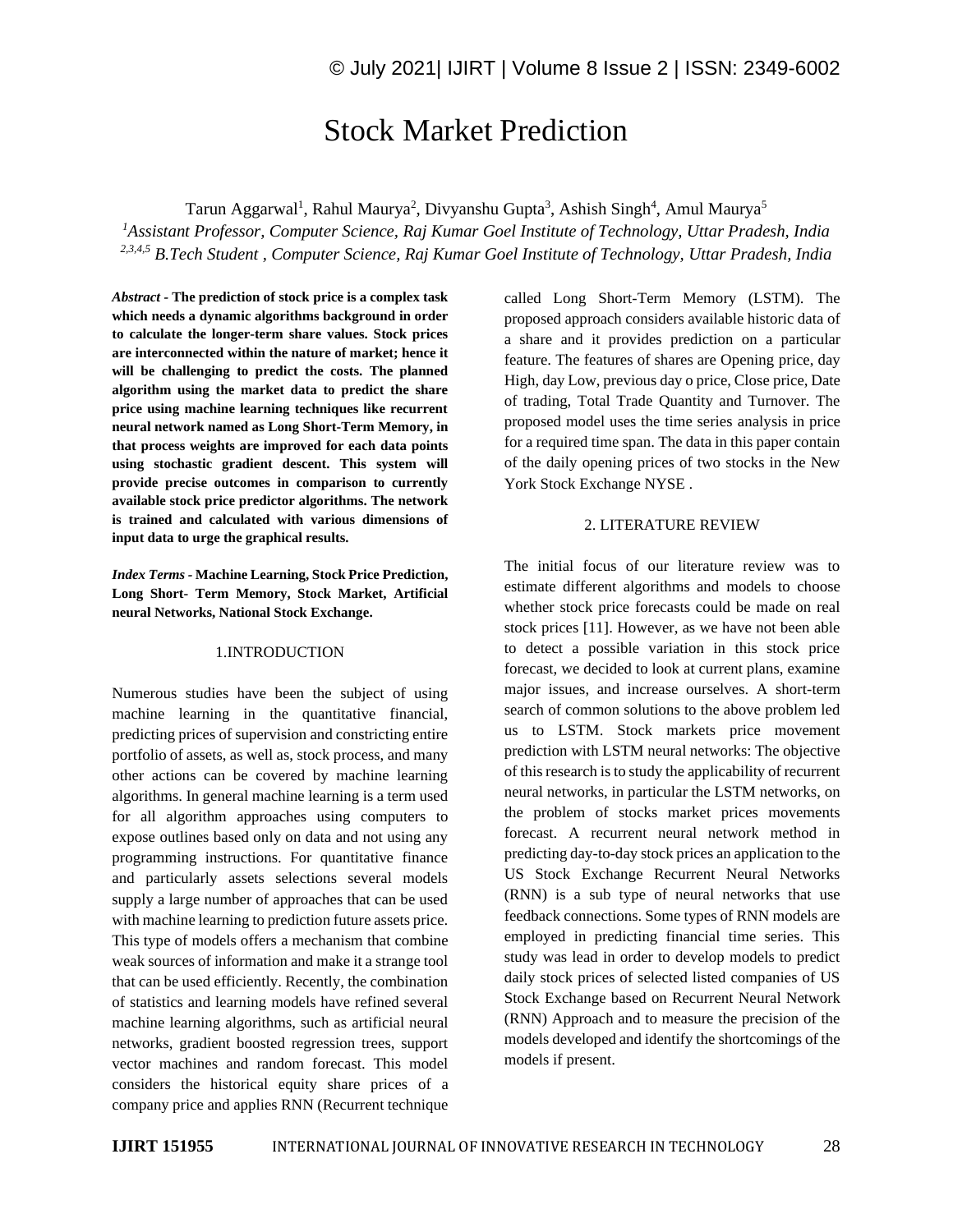# Stock Market Prediction

Tarun Aggarwal[1], Rahul Maurya[2], Divyanshu Gupta[3], Ashish Singh[4], Amul Maurya[5]

[1]*Assistant Professor, Computer Science, Raj Kumar Goel Institute of Technology, Uttar Pradesh, India*

[2,3,4,5] *B.Tech Student , Computer Science, Raj Kumar Goel Institute of Technology, Uttar Pradesh, India*

***Abstract* - The prediction of stock price is a complex task which needs a dynamic algorithms background in order to calculate the longer-term share values. Stock prices are interconnected within the nature of market; hence it will be challenging to predict the costs. The planned algorithm using the market data to predict the share price using machine learning techniques like recurrent neural network named as Long Short-Term Memory, in that process weights are improved for each data points using stochastic gradient descent. This system will provide precise outcomes in comparison to currently available stock price predictor algorithms. The network is trained and calculated with various dimensions of input data to urge the graphical results.**

***Index Terms* - Machine Learning, Stock Price Prediction, Long Short- Term Memory, Stock Market, Artificial neural Networks, National Stock Exchange.**

## 1.INTRODUCTION

Numerous studies have been the subject of using machine learning in the quantitative financial, predicting prices of supervision and constricting entire portfolio of assets, as well as, stock process, and many other actions can be covered by machine learning algorithms. In general machine learning is a term used for all algorithm approaches using computers to expose outlines based only on data and not using any programming instructions. For quantitative finance and particularly assets selections several models supply a large number of approaches that can be used with machine learning to prediction future assets price. This type of models offers a mechanism that combine weak sources of information and make it a strange tool that can be used efficiently. Recently, the combination of statistics and learning models have refined several machine learning algorithms, such as artificial neural networks, gradient boosted regression trees, support vector machines and random forecast. This model considers the historical equity share prices of a company price and applies RNN (Recurrent technique called Long Short-Term Memory (LSTM). The proposed approach considers available historic data of a share and it provides prediction on a particular feature. The features of shares are Opening price, day High, day Low, previous day o price, Close price, Date of trading, Total Trade Quantity and Turnover. The proposed model uses the time series analysis in price for a required time span. The data in this paper contain of the daily opening prices of two stocks in the New York Stock Exchange NYSE .

## 2. LITERATURE REVIEW

The initial focus of our literature review was to estimate different algorithms and models to choose whether stock price forecasts could be made on real stock prices [11]. However, as we have not been able to detect a possible variation in this stock price forecast, we decided to look at current plans, examine major issues, and increase ourselves. A short-term search of common solutions to the above problem led us to LSTM. Stock markets price movement prediction with LSTM neural networks: The objective of this research is to study the applicability of recurrent neural networks, in particular the LSTM networks, on the problem of stocks market prices movements forecast. A recurrent neural network method in predicting day-to-day stock prices an application to the US Stock Exchange Recurrent Neural Networks (RNN) is a sub type of neural networks that use feedback connections. Some types of RNN models are employed in predicting financial time series. This study was lead in order to develop models to predict daily stock prices of selected listed companies of US Stock Exchange based on Recurrent Neural Network (RNN) Approach and to measure the precision of the models developed and identify the shortcomings of the models if present.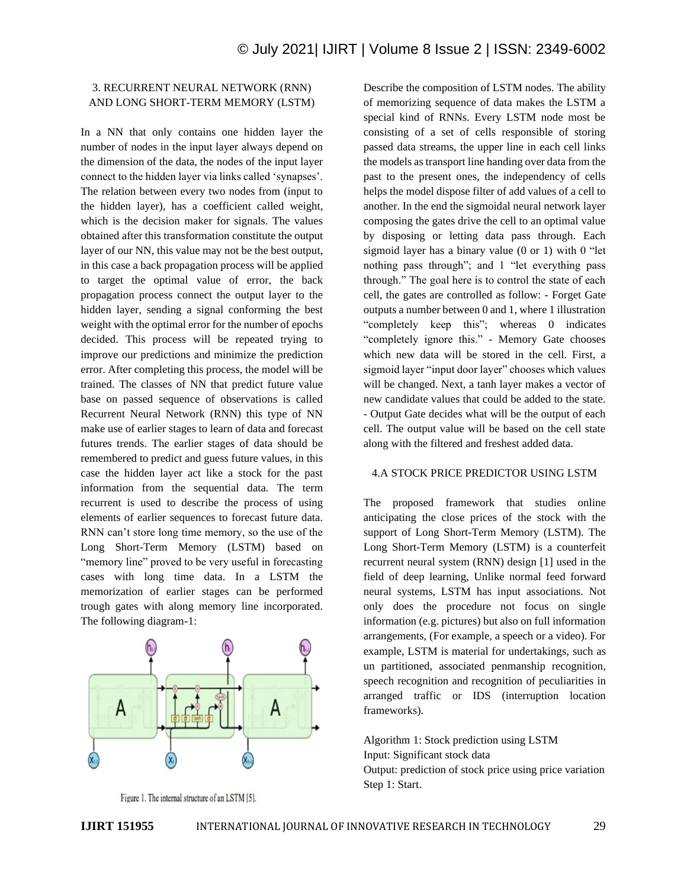## 3. RECURRENT NEURAL NETWORK (RNN) AND LONG SHORT-TERM MEMORY (LSTM)

In a NN that only contains one hidden layer the number of nodes in the input layer always depend on the dimension of the data, the nodes of the input layer connect to the hidden layer via links called 'synapses'. The relation between every two nodes from (input to the hidden layer), has a coefficient called weight, which is the decision maker for signals. The values obtained after this transformation constitute the output layer of our NN, this value may not be the best output, in this case a back propagation process will be applied to target the optimal value of error, the back propagation process connect the output layer to the hidden layer, sending a signal conforming the best weight with the optimal error for the number of epochs decided. This process will be repeated trying to improve our predictions and minimize the prediction error. After completing this process, the model will be trained. The classes of NN that predict future value base on passed sequence of observations is called Recurrent Neural Network (RNN) this type of NN make use of earlier stages to learn of data and forecast futures trends. The earlier stages of data should be remembered to predict and guess future values, in this case the hidden layer act like a stock for the past information from the sequential data. The term recurrent is used to describe the process of using elements of earlier sequences to forecast future data. RNN can't store long time memory, so the use of the Long Short-Term Memory (LSTM) based on "memory line" proved to be very useful in forecasting cases with long time data. In a LSTM the memorization of earlier stages can be performed trough gates with along memory line incorporated. The following diagram-1:

Figure 1. The internal structure of an LSTM [5].

Describe the composition of LSTM nodes. The ability of memorizing sequence of data makes the LSTM a special kind of RNNs. Every LSTM node most be consisting of a set of cells responsible of storing passed data streams, the upper line in each cell links the models as transport line handing over data from the past to the present ones, the independency of cells helps the model dispose filter of add values of a cell to another. In the end the sigmoidal neural network layer composing the gates drive the cell to an optimal value by disposing or letting data pass through. Each sigmoid layer has a binary value (0 or 1) with 0 "let nothing pass through"; and 1 "let everything pass through." The goal here is to control the state of each cell, the gates are controlled as follow: - Forget Gate outputs a number between 0 and 1, where 1 illustration "completely keep this"; whereas 0 indicates "completely ignore this." - Memory Gate chooses which new data will be stored in the cell. First, a sigmoid layer "input door layer" chooses which values will be changed. Next, a tanh layer makes a vector of new candidate values that could be added to the state. - Output Gate decides what will be the output of each cell. The output value will be based on the cell state along with the filtered and freshest added data.

## 4.A STOCK PRICE PREDICTOR USING LSTM

The proposed framework that studies online anticipating the close prices of the stock with the support of Long Short-Term Memory (LSTM). The Long Short-Term Memory (LSTM) is a counterfeit recurrent neural system (RNN) design [1] used in the field of deep learning, Unlike normal feed forward neural systems, LSTM has input associations. Not only does the procedure not focus on single information (e.g. pictures) but also on full information arrangements, (For example, a speech or a video). For example, LSTM is material for undertakings, such as un partitioned, associated penmanship recognition, speech recognition and recognition of peculiarities in arranged traffic or IDS (interruption location frameworks).

Algorithm 1: Stock prediction using LSTM
Input: Significant stock data
Output: prediction of stock price using price variation
Step 1: Start.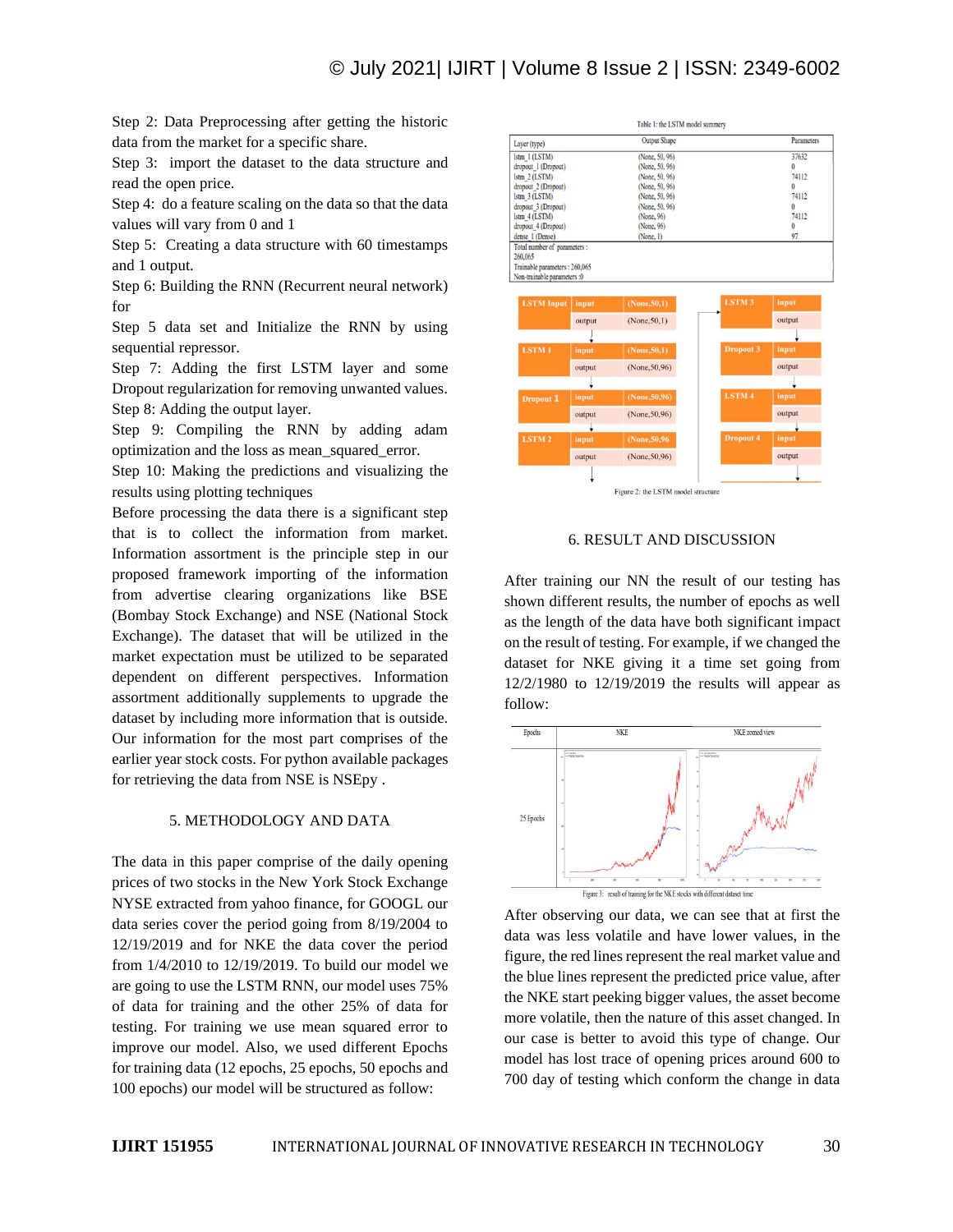Step 2: Data Preprocessing after getting the historic data from the market for a specific share.
Step 3: import the dataset to the data structure and read the open price.
Step 4: do a feature scaling on the data so that the data values will vary from 0 and 1
Step 5: Creating a data structure with 60 timestamps and 1 output.
Step 6: Building the RNN (Recurrent neural network) for
Step 5 data set and Initialize the RNN by using sequential repressor.
Step 7: Adding the first LSTM layer and some Dropout regularization for removing unwanted values.
Step 8: Adding the output layer.
Step 9: Compiling the RNN by adding adam optimization and the loss as mean_squared_error.
Step 10: Making the predictions and visualizing the results using plotting techniques
Before processing the data there is a significant step that is to collect the information from market. Information assortment is the principle step in our proposed framework importing of the information from advertise clearing organizations like BSE (Bombay Stock Exchange) and NSE (National Stock Exchange). The dataset that will be utilized in the market expectation must be utilized to be separated dependent on different perspectives. Information assortment additionally supplements to upgrade the dataset by including more information that is outside. Our information for the most part comprises of the earlier year stock costs. For python available packages for retrieving the data from NSE is NSEpy .

## 5. METHODOLOGY AND DATA

The data in this paper comprise of the daily opening prices of two stocks in the New York Stock Exchange NYSE extracted from yahoo finance, for GOOGL our data series cover the period going from 8/19/2004 to 12/19/2019 and for NKE the data cover the period from 1/4/2010 to 12/19/2019. To build our model we are going to use the LSTM RNN, our model uses 75% of data for training and the other 25% of data for testing. For training we use mean squared error to improve our model. Also, we used different Epochs for training data (12 epochs, 25 epochs, 50 epochs and 100 epochs) our model will be structured as follow:

Table 1: the LSTM model summery

| Layer (type) | Output Shape | Parameters |
|---|---|---|
| lstm_1 (LSTM) | (None, 50, 96) | 37632 |
| dropout_1 (Dropout) | (None, 50, 96) | 0 |
| lstm_2 (LSTM) | (None, 50, 96) | 74112 |
| dropout_2 (Dropout) | (None, 50, 96) | 0 |
| lstm_3 (LSTM) | (None, 50, 96) | 74112 |
| dropout_3 (Dropout) | (None, 50, 96) | 0 |
| lstm_4 (LSTM) | (None, 96) | 74112 |
| dropout_4 (Dropout) | (None, 96) | 0 |
| dense_1 (Dense) | (None, 1) | 97 |
| Total number of parameters : 260,065 | | |
| Trainable parameters : 260,065 | | |
| Non-trainable parameters :0 | | |

| Layer | | |
|---|---|---|
| LSTM Input | input | (None,50,1) |
| | output | (None,50,1) |
| LSTM 1 | input | (None,50,1) |
| | output | (None,50,96) |
| Dropout 1 | input | (None,50,96) |
| | output | (None,50,96) |
| LSTM 2 | input | (None,50,96 |
| | output | (None,50,96) |
| LSTM 3 | input | |
| | output | |
| Dropout 3 | input | |
| | output | |
| LSTM 4 | input | |
| | output | |
| Dropout 4 | input | |
| | output | |

Figure 2: the LSTM model structure

## 6. RESULT AND DISCUSSION

After training our NN the result of our testing has shown different results, the number of epochs as well as the length of the data have both significant impact on the result of testing. For example, if we changed the dataset for NKE giving it a time set going from 12/2/1980 to 12/19/2019 the results will appear as follow:

| Epochs | NKE | NKE zomed view |
|---|---|---|
| 25 Epochs | | |

Figure 3: result of training for the NKE stocks with different dataset time

After observing our data, we can see that at first the data was less volatile and have lower values, in the figure, the red lines represent the real market value and the blue lines represent the predicted price value, after the NKE start peeking bigger values, the asset become more volatile, then the nature of this asset changed. In our case is better to avoid this type of change. Our model has lost trace of opening prices around 600 to 700 day of testing which conform the change in data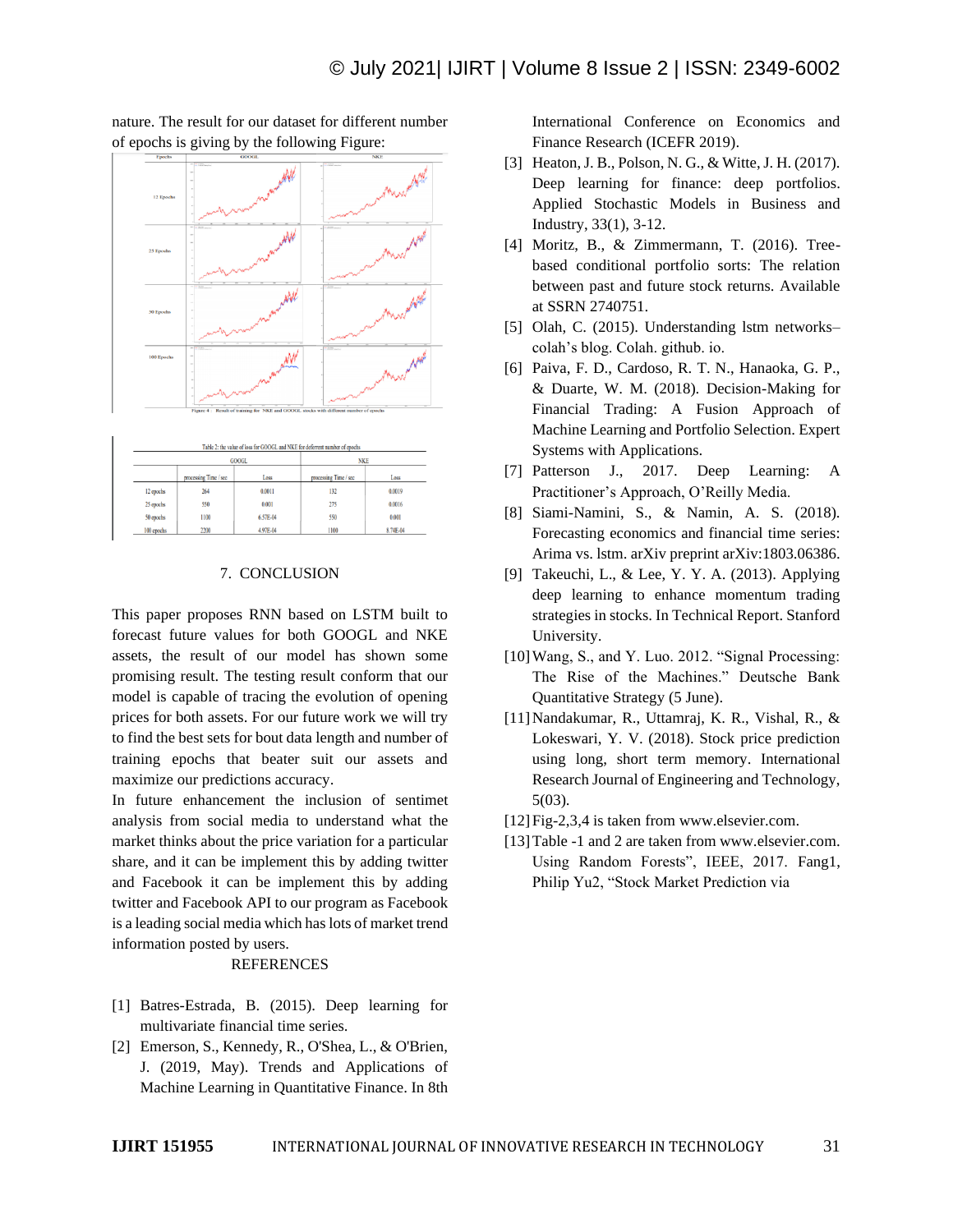nature. The result for our dataset for different number of epochs is giving by the following Figure:

Epochs
GOOGL
NKE
12 Epochs
25 Epochs
50 Epochs
100 Epochs

Figure 4 : Result of training for NKE and GOOGL stocks with different number of epochs

Table 2: the value of loss for GOOGL and NKE for deferent number of epochs

| | GOOGL | | NKE | |
|---|---|---|---|---|
| | processing Time / sec | Loss | processing Time / sec | Loss |
| 12 epochs | 264 | 0.0011 | 132 | 0.0019 |
| 25 epochs | 550 | 0.001 | 275 | 0.0016 |
| 50 epochs | 1100 | 6.57E-04 | 550 | 0.001 |
| 100 epochs | 2200 | 4.97E-04 | 1100 | 8.74E-04 |

## 7. CONCLUSION

This paper proposes RNN based on LSTM built to forecast future values for both GOOGL and NKE assets, the result of our model has shown some promising result. The testing result conform that our model is capable of tracing the evolution of opening prices for both assets. For our future work we will try to find the best sets for bout data length and number of training epochs that beater suit our assets and maximize our predictions accuracy.

In future enhancement the inclusion of sentimet analysis from social media to understand what the market thinks about the price variation for a particular share, and it can be implement this by adding twitter and Facebook it can be implement this by adding twitter and Facebook API to our program as Facebook is a leading social media which has lots of market trend information posted by users.

## REFERENCES

[1] Batres-Estrada, B. (2015). Deep learning for multivariate financial time series.

[2] Emerson, S., Kennedy, R., O'Shea, L., & O'Brien, J. (2019, May). Trends and Applications of Machine Learning in Quantitative Finance. In 8th International Conference on Economics and Finance Research (ICEFR 2019).

[3] Heaton, J. B., Polson, N. G., & Witte, J. H. (2017). Deep learning for finance: deep portfolios. Applied Stochastic Models in Business and Industry, 33(1), 3-12.

[4] Moritz, B., & Zimmermann, T. (2016). Tree-based conditional portfolio sorts: The relation between past and future stock returns. Available at SSRN 2740751.

[5] Olah, C. (2015). Understanding lstm networks–colah's blog. Colah. github. io.

[6] Paiva, F. D., Cardoso, R. T. N., Hanaoka, G. P., & Duarte, W. M. (2018). Decision-Making for Financial Trading: A Fusion Approach of Machine Learning and Portfolio Selection. Expert Systems with Applications.

[7] Patterson J., 2017. Deep Learning: A Practitioner's Approach, O'Reilly Media.

[8] Siami-Namini, S., & Namin, A. S. (2018). Forecasting economics and financial time series: Arima vs. lstm. arXiv preprint arXiv:1803.06386.

[9] Takeuchi, L., & Lee, Y. Y. A. (2013). Applying deep learning to enhance momentum trading strategies in stocks. In Technical Report. Stanford University.

[10] Wang, S., and Y. Luo. 2012. "Signal Processing: The Rise of the Machines." Deutsche Bank Quantitative Strategy (5 June).

[11] Nandakumar, R., Uttamraj, K. R., Vishal, R., & Lokeswari, Y. V. (2018). Stock price prediction using long, short term memory. International Research Journal of Engineering and Technology, 5(03).

[12] Fig-2,3,4 is taken from www.elsevier.com.

[13] Table -1 and 2 are taken from www.elsevier.com. Using Random Forests", IEEE, 2017. Fang1, Philip Yu2, "Stock Market Prediction via